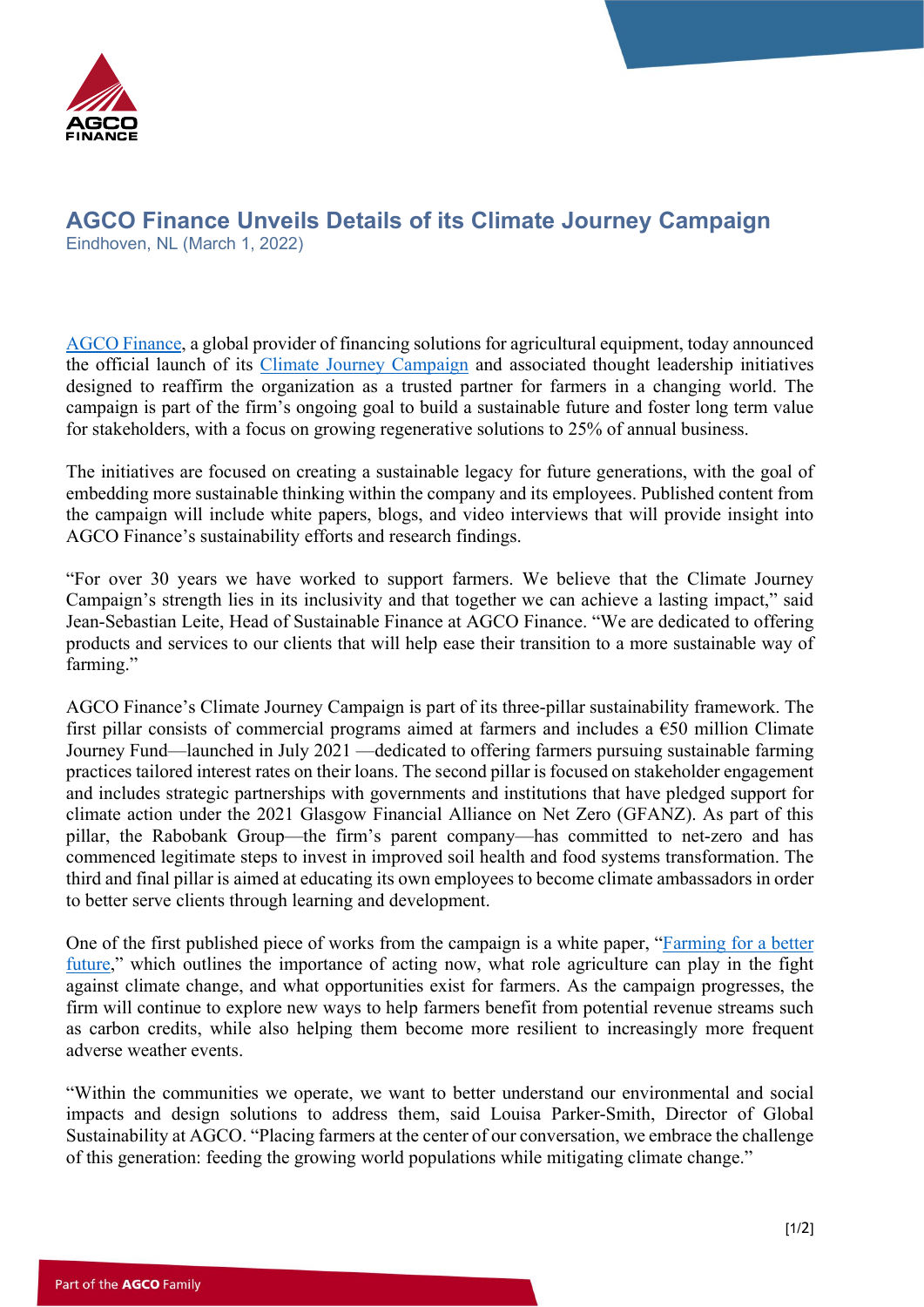# AGCO Finance Unveils Details of its Climate Journey Campaign

Eindhoven, NL (March 1, 2022)

AGCO Finance, a global provider of financing solutions for agricultural equipment, today announced the official launch of its Climate Journey Campaign and associated thought leadership initiatives designed to reaffirm the organization as a trusted partner for farmers in a changing world. The campaign is part of the firm's ongoing goal to build a sustainable future and foster long term value for stakeholders, with a focus on growing regenerative solutions to 25% of annual business.

The initiatives are focused on creating a sustainable legacy for future generations, with the goal of embedding more sustainable thinking within the company and its employees. Published content from the campaign will include white papers, blogs, and video interviews that will provide insight into AGCO Finance's sustainability efforts and research findings.

"For over 30 years we have worked to support farmers. We believe that the Climate Journey Campaign's strength lies in its inclusivity and that together we can achieve a lasting impact," said Jean-Sebastian Leite, Head of Sustainable Finance at AGCO Finance. "We are dedicated to offering products and services to our clients that will help ease their transition to a more sustainable way of farming."

AGCO Finance's Climate Journey Campaign is part of its three-pillar sustainability framework. The first pillar consists of commercial programs aimed at farmers and includes a €50 million Climate Journey Fund—launched in July 2021 —dedicated to offering farmers pursuing sustainable farming practices tailored interest rates on their loans. The second pillar is focused on stakeholder engagement and includes strategic partnerships with governments and institutions that have pledged support for climate action under the 2021 Glasgow Financial Alliance on Net Zero (GFANZ). As part of this pillar, the Rabobank Group—the firm's parent company—has committed to net-zero and has commenced legitimate steps to invest in improved soil health and food systems transformation. The third and final pillar is aimed at educating its own employees to become climate ambassadors in order to better serve clients through learning and development.

One of the first published piece of works from the campaign is a white paper, "Farming for a better future," which outlines the importance of acting now, what role agriculture can play in the fight against climate change, and what opportunities exist for farmers. As the campaign progresses, the firm will continue to explore new ways to help farmers benefit from potential revenue streams such as carbon credits, while also helping them become more resilient to increasingly more frequent adverse weather events.

"Within the communities we operate, we want to better understand our environmental and social impacts and design solutions to address them, said Louisa Parker-Smith, Director of Global Sustainability at AGCO. "Placing farmers at the center of our conversation, we embrace the challenge of this generation: feeding the growing world populations while mitigating climate change."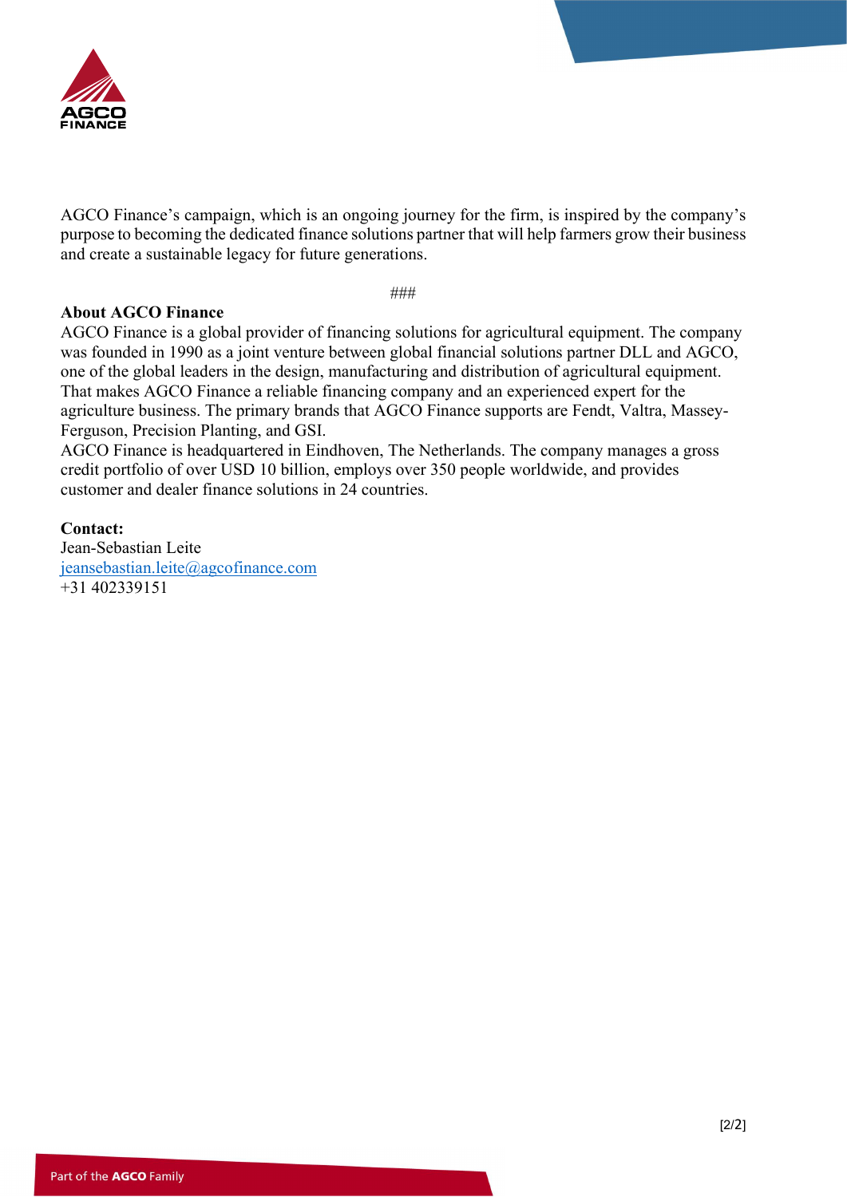AGCO Finance's campaign, which is an ongoing journey for the firm, is inspired by the company's purpose to becoming the dedicated finance solutions partner that will help farmers grow their business and create a sustainable legacy for future generations.

###

**About AGCO Finance**

AGCO Finance is a global provider of financing solutions for agricultural equipment. The company was founded in 1990 as a joint venture between global financial solutions partner DLL and AGCO, one of the global leaders in the design, manufacturing and distribution of agricultural equipment. That makes AGCO Finance a reliable financing company and an experienced expert for the agriculture business. The primary brands that AGCO Finance supports are Fendt, Valtra, Massey-Ferguson, Precision Planting, and GSI.

AGCO Finance is headquartered in Eindhoven, The Netherlands. The company manages a gross credit portfolio of over USD 10 billion, employs over 350 people worldwide, and provides customer and dealer finance solutions in 24 countries.

**Contact:**

Jean-Sebastian Leite
jeansebastian.leite@agcofinance.com
+31 402339151